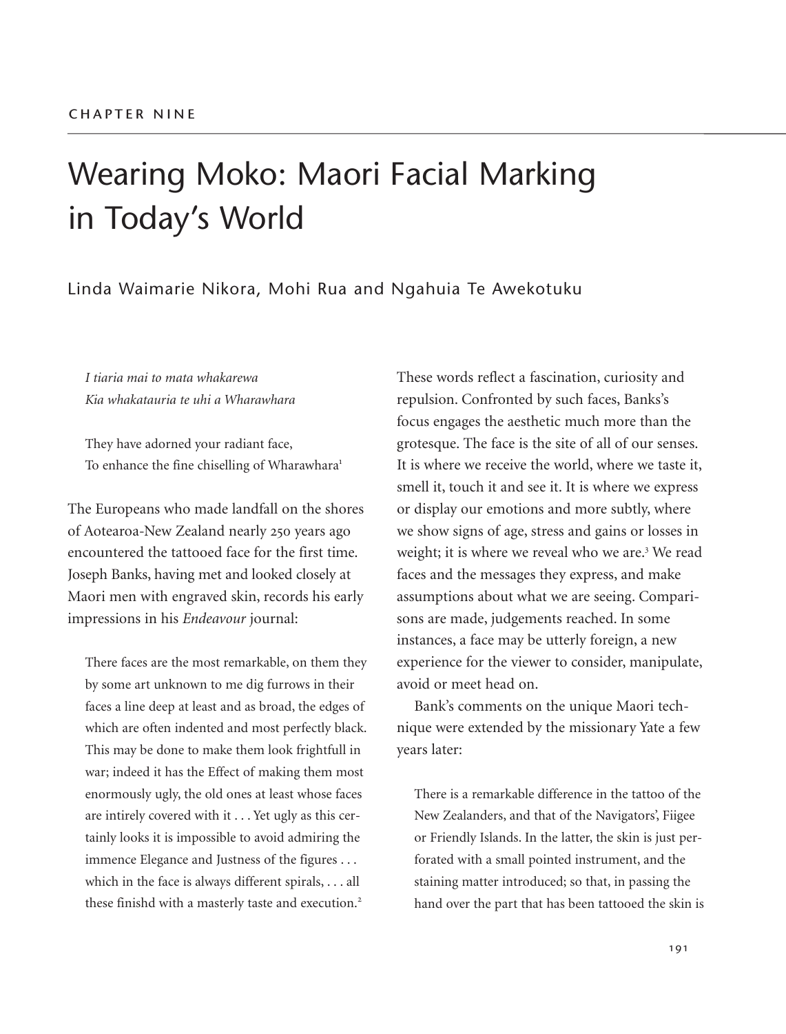CHAPTER NINE

# Wearing Moko: Maori Facial Marking in Today's World

Linda Waimarie Nikora, Mohi Rua and Ngahuia Te Awekotuku

> *I tiaria mai to mata whakarewa*
> *Kia whakatauria te uhi a Wharawhara*
>
> They have adorned your radiant face,
> To enhance the fine chiselling of Wharawhara[1]

The Europeans who made landfall on the shores of Aotearoa-New Zealand nearly 250 years ago encountered the tattooed face for the first time. Joseph Banks, having met and looked closely at Maori men with engraved skin, records his early impressions in his *Endeavour* journal:

> There faces are the most remarkable, on them they by some art unknown to me dig furrows in their faces a line deep at least and as broad, the edges of which are often indented and most perfectly black. This may be done to make them look frightfull in war; indeed it has the Effect of making them most enormously ugly, the old ones at least whose faces are intirely covered with it . . . Yet ugly as this certainly looks it is impossible to avoid admiring the immence Elegance and Justness of the figures . . . which in the face is always different spirals, . . . all these finishd with a masterly taste and execution.[2]

These words reflect a fascination, curiosity and repulsion. Confronted by such faces, Banks's focus engages the aesthetic much more than the grotesque. The face is the site of all of our senses. It is where we receive the world, where we taste it, smell it, touch it and see it. It is where we express or display our emotions and more subtly, where we show signs of age, stress and gains or losses in weight; it is where we reveal who we are.[3] We read faces and the messages they express, and make assumptions about what we are seeing. Comparisons are made, judgements reached. In some instances, a face may be utterly foreign, a new experience for the viewer to consider, manipulate, avoid or meet head on.

Bank's comments on the unique Maori technique were extended by the missionary Yate a few years later:

> There is a remarkable difference in the tattoo of the New Zealanders, and that of the Navigators', Fiigee or Friendly Islands. In the latter, the skin is just perforated with a small pointed instrument, and the staining matter introduced; so that, in passing the hand over the part that has been tattooed the skin is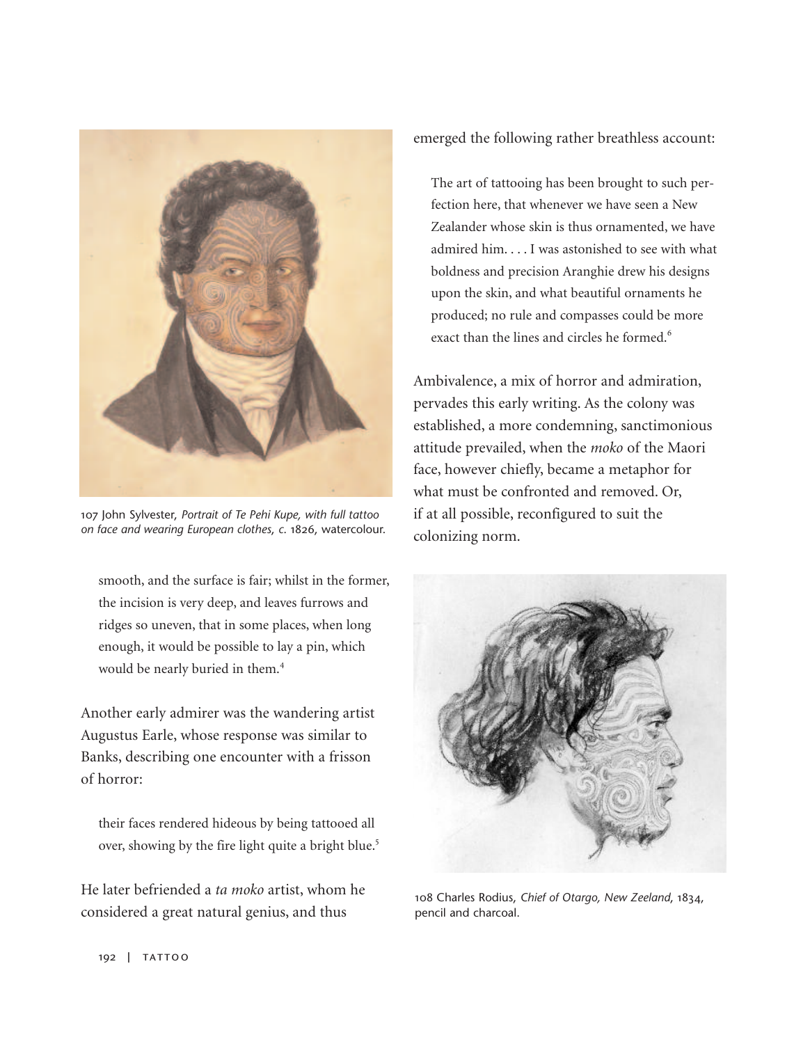107 John Sylvester, *Portrait of Te Pehi Kupe, with full tattoo on face and wearing European clothes*, c. 1826, watercolour.

> smooth, and the surface is fair; whilst in the former, the incision is very deep, and leaves furrows and ridges so uneven, that in some places, when long enough, it would be possible to lay a pin, which would be nearly buried in them.[4]

Another early admirer was the wandering artist Augustus Earle, whose response was similar to Banks, describing one encounter with a frisson of horror:

> their faces rendered hideous by being tattooed all over, showing by the fire light quite a bright blue.[5]

He later befriended a *ta moko* artist, whom he considered a great natural genius, and thus emerged the following rather breathless account:

> The art of tattooing has been brought to such perfection here, that whenever we have seen a New Zealander whose skin is thus ornamented, we have admired him. . . . I was astonished to see with what boldness and precision Aranghie drew his designs upon the skin, and what beautiful ornaments he produced; no rule and compasses could be more exact than the lines and circles he formed.[6]

Ambivalence, a mix of horror and admiration, pervades this early writing. As the colony was established, a more condemning, sanctimonious attitude prevailed, when the *moko* of the Maori face, however chiefly, became a metaphor for what must be confronted and removed. Or, if at all possible, reconfigured to suit the colonizing norm.

108 Charles Rodius, *Chief of Otargo, New Zeeland*, 1834, pencil and charcoal.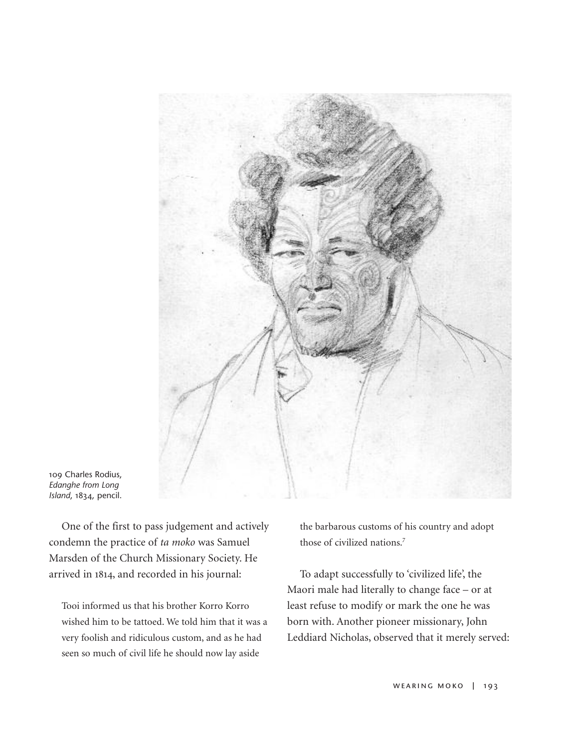109 Charles Rodius, *Edanghe from Long Island*, 1834, pencil.

One of the first to pass judgement and actively condemn the practice of *ta moko* was Samuel Marsden of the Church Missionary Society. He arrived in 1814, and recorded in his journal:

> Tooi informed us that his brother Korro Korro wished him to be tattooed. We told him that it was a very foolish and ridiculous custom, and as he had seen so much of civil life he should now lay aside the barbarous customs of his country and adopt those of civilized nations.[7]

To adapt successfully to 'civilized life', the Maori male had literally to change face – or at least refuse to modify or mark the one he was born with. Another pioneer missionary, John Leddiard Nicholas, observed that it merely served: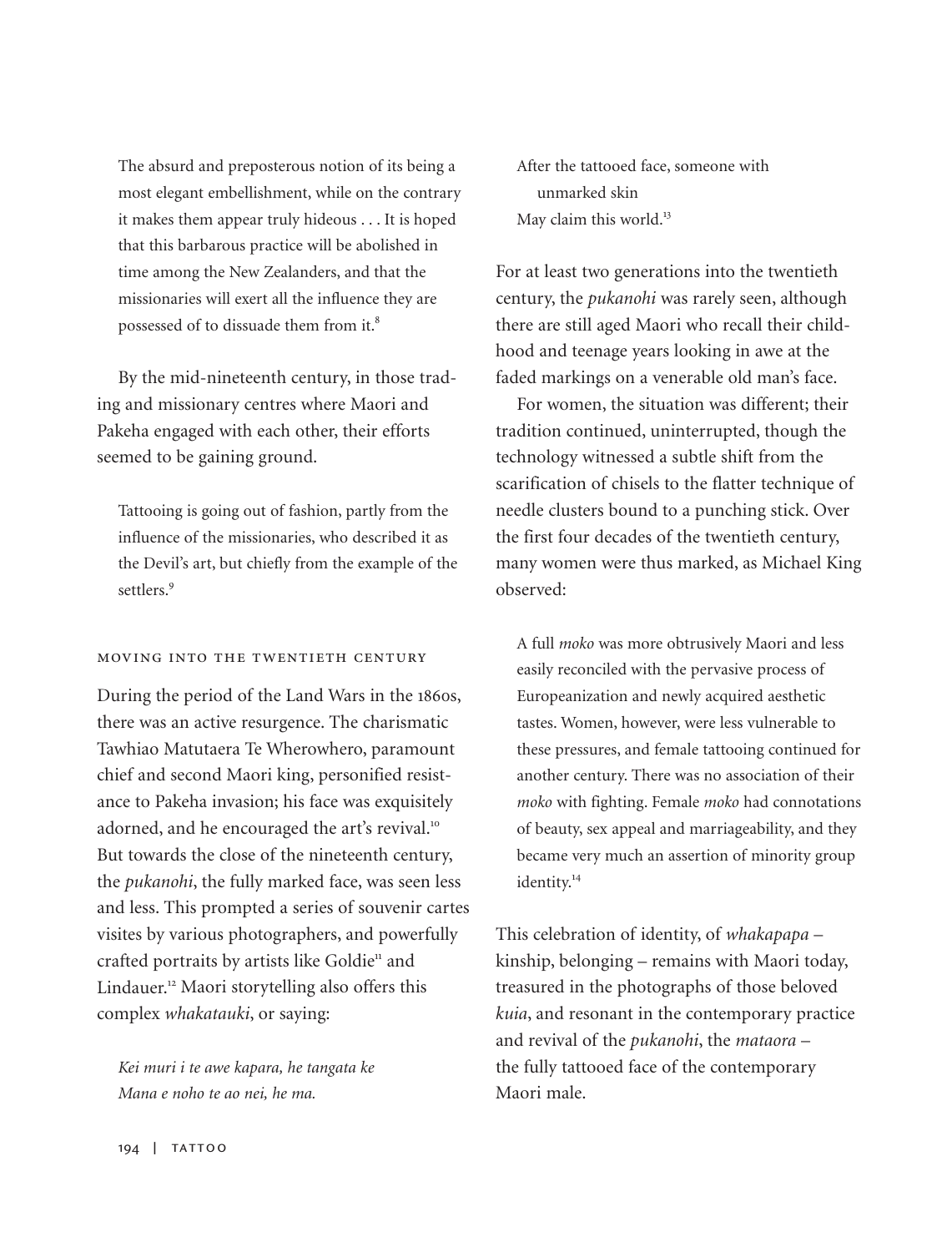> The absurd and preposterous notion of its being a most elegant embellishment, while on the contrary it makes them appear truly hideous . . . It is hoped that this barbarous practice will be abolished in time among the New Zealanders, and that the missionaries will exert all the influence they are possessed of to dissuade them from it.[8]

By the mid-nineteenth century, in those trading and missionary centres where Maori and Pakeha engaged with each other, their efforts seemed to be gaining ground.

> Tattooing is going out of fashion, partly from the influence of the missionaries, who described it as the Devil's art, but chiefly from the example of the settlers.[9]

## MOVING INTO THE TWENTIETH CENTURY

During the period of the Land Wars in the 1860s, there was an active resurgence. The charismatic Tawhiao Matutaera Te Wherowhero, paramount chief and second Maori king, personified resistance to Pakeha invasion; his face was exquisitely adorned, and he encouraged the art's revival.[10] But towards the close of the nineteenth century, the *pukanohi*, the fully marked face, was seen less and less. This prompted a series of souvenir cartes visites by various photographers, and powerfully crafted portraits by artists like Goldie[11] and Lindauer.[12] Maori storytelling also offers this complex *whakatauki*, or saying:

> *Kei muri i te awe kapara, he tangata ke*
> *Mana e noho te ao nei, he ma.*
>
> After the tattooed face, someone with unmarked skin
> May claim this world.[13]

For at least two generations into the twentieth century, the *pukanohi* was rarely seen, although there are still aged Maori who recall their childhood and teenage years looking in awe at the faded markings on a venerable old man's face.

For women, the situation was different; their tradition continued, uninterrupted, though the technology witnessed a subtle shift from the scarification of chisels to the flatter technique of needle clusters bound to a punching stick. Over the first four decades of the twentieth century, many women were thus marked, as Michael King observed:

> A full *moko* was more obtrusively Maori and less easily reconciled with the pervasive process of Europeanization and newly acquired aesthetic tastes. Women, however, were less vulnerable to these pressures, and female tattooing continued for another century. There was no association of their *moko* with fighting. Female *moko* had connotations of beauty, sex appeal and marriageability, and they became very much an assertion of minority group identity.[14]

This celebration of identity, of *whakapapa* – kinship, belonging – remains with Maori today, treasured in the photographs of those beloved *kuia*, and resonant in the contemporary practice and revival of the *pukanohi*, the *mataora* – the fully tattooed face of the contemporary Maori male.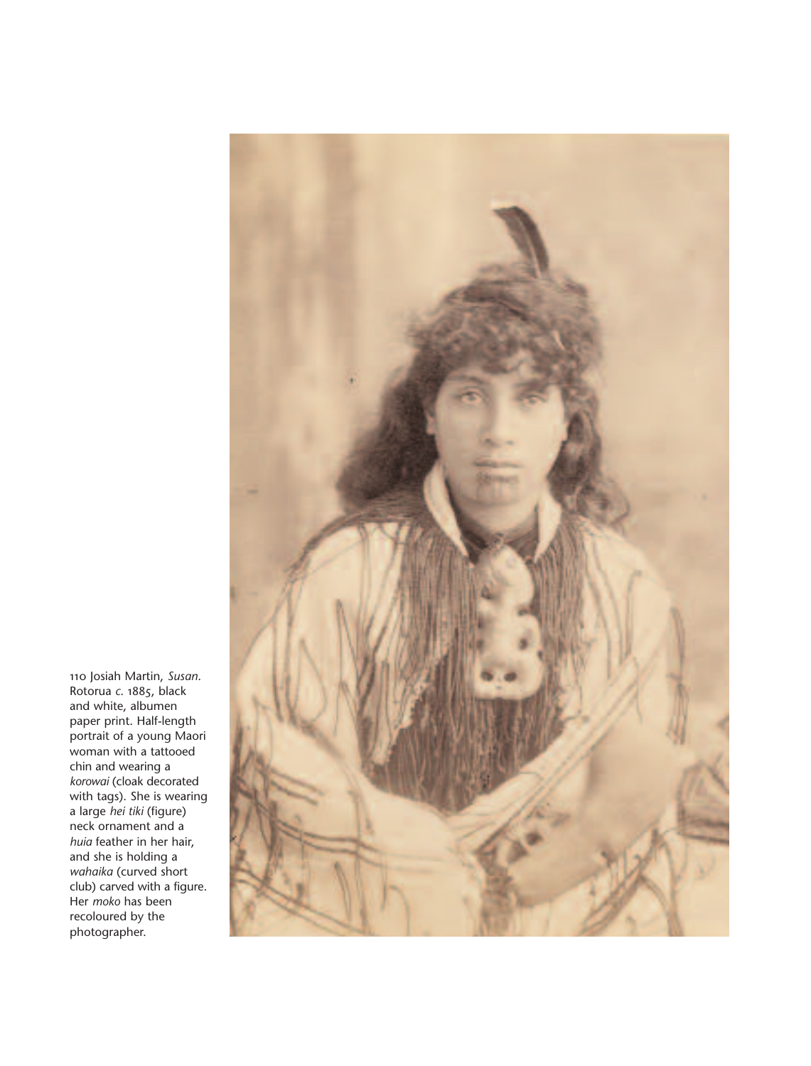110 Josiah Martin, *Susan*. Rotorua *c.* 1885, black and white, albumen paper print. Half-length portrait of a young Maori woman with a tattooed chin and wearing a *korowai* (cloak decorated with tags). She is wearing a large *hei tiki* (figure) neck ornament and a *huia* feather in her hair, and she is holding a *wahaika* (curved short club) carved with a figure. Her *moko* has been recoloured by the photographer.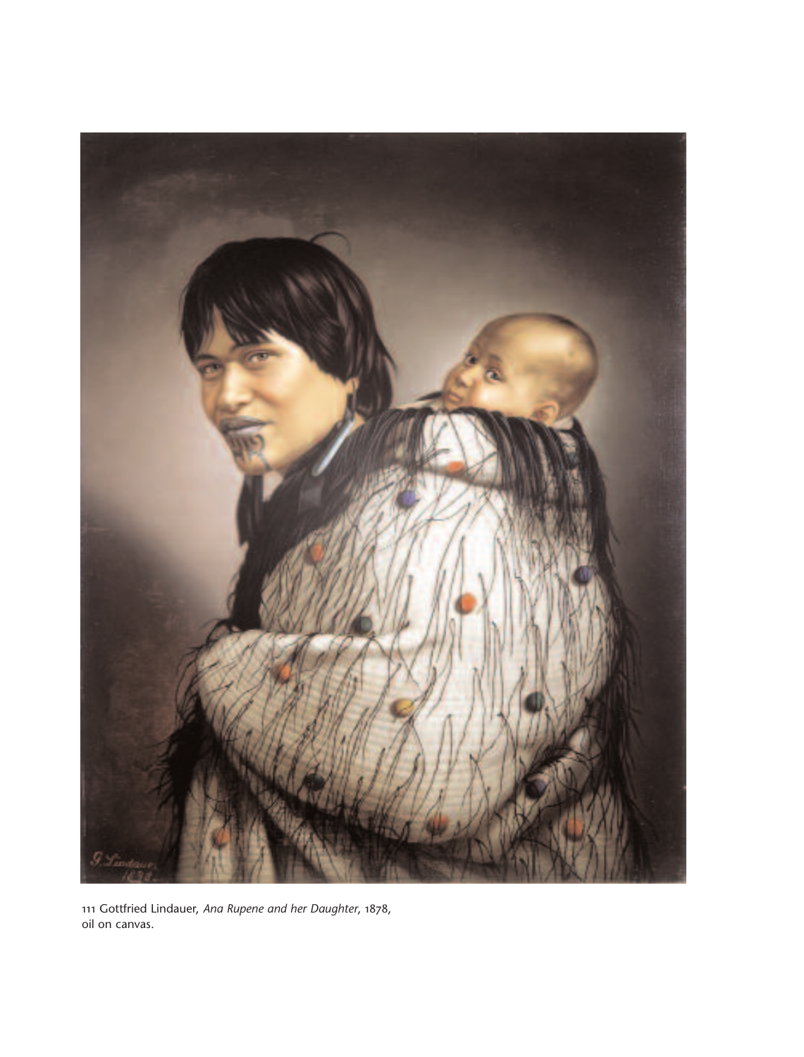111 Gottfried Lindauer, *Ana Rupene and her Daughter*, 1878, oil on canvas.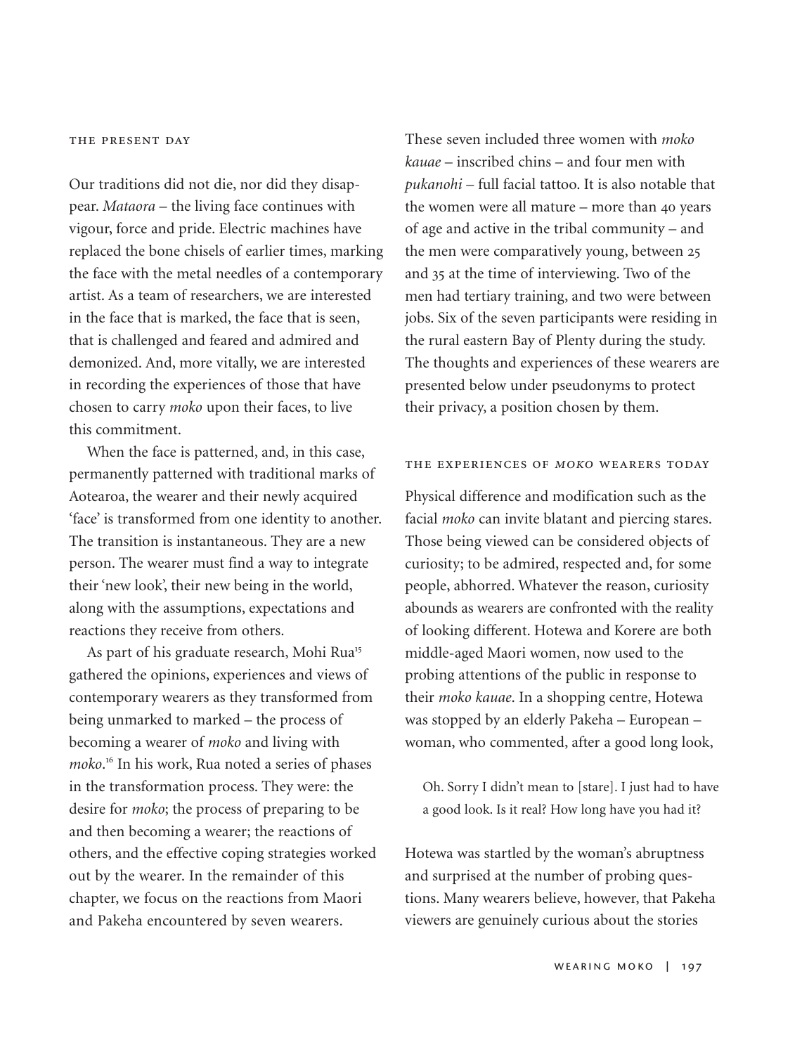## THE PRESENT DAY

Our traditions did not die, nor did they disappear. *Mataora* – the living face continues with vigour, force and pride. Electric machines have replaced the bone chisels of earlier times, marking the face with the metal needles of a contemporary artist. As a team of researchers, we are interested in the face that is marked, the face that is seen, that is challenged and feared and admired and demonized. And, more vitally, we are interested in recording the experiences of those that have chosen to carry *moko* upon their faces, to live this commitment.

When the face is patterned, and, in this case, permanently patterned with traditional marks of Aotearoa, the wearer and their newly acquired 'face' is transformed from one identity to another. The transition is instantaneous. They are a new person. The wearer must find a way to integrate their 'new look', their new being in the world, along with the assumptions, expectations and reactions they receive from others.

As part of his graduate research, Mohi Rua[15] gathered the opinions, experiences and views of contemporary wearers as they transformed from being unmarked to marked – the process of becoming a wearer of *moko* and living with *moko*.[16] In his work, Rua noted a series of phases in the transformation process. They were: the desire for *moko*; the process of preparing to be and then becoming a wearer; the reactions of others, and the effective coping strategies worked out by the wearer. In the remainder of this chapter, we focus on the reactions from Maori and Pakeha encountered by seven wearers.

These seven included three women with *moko kauae* – inscribed chins – and four men with *pukanohi* – full facial tattoo. It is also notable that the women were all mature – more than 40 years of age and active in the tribal community – and the men were comparatively young, between 25 and 35 at the time of interviewing. Two of the men had tertiary training, and two were between jobs. Six of the seven participants were residing in the rural eastern Bay of Plenty during the study. The thoughts and experiences of these wearers are presented below under pseudonyms to protect their privacy, a position chosen by them.

## THE EXPERIENCES OF *MOKO* WEARERS TODAY

Physical difference and modification such as the facial *moko* can invite blatant and piercing stares. Those being viewed can be considered objects of curiosity; to be admired, respected and, for some people, abhorred. Whatever the reason, curiosity abounds as wearers are confronted with the reality of looking different. Hotewa and Korere are both middle-aged Maori women, now used to the probing attentions of the public in response to their *moko kauae*. In a shopping centre, Hotewa was stopped by an elderly Pakeha – European – woman, who commented, after a good long look,

> Oh. Sorry I didn't mean to [stare]. I just had to have a good look. Is it real? How long have you had it?

Hotewa was startled by the woman's abruptness and surprised at the number of probing questions. Many wearers believe, however, that Pakeha viewers are genuinely curious about the stories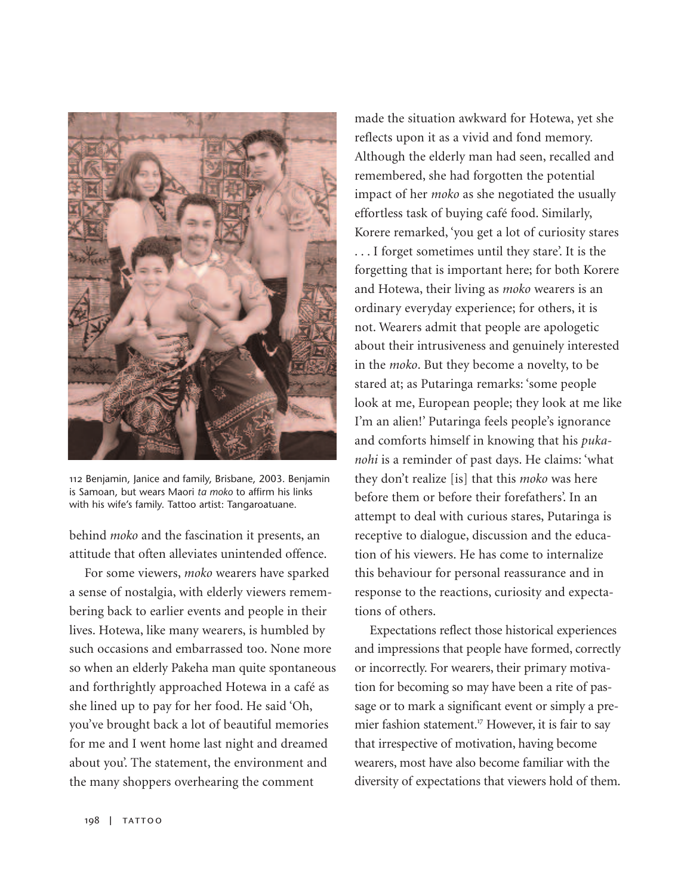112 Benjamin, Janice and family, Brisbane, 2003. Benjamin is Samoan, but wears Maori *ta moko* to affirm his links with his wife's family. Tattoo artist: Tangaroatuane.

behind *moko* and the fascination it presents, an attitude that often alleviates unintended offence.

For some viewers, *moko* wearers have sparked a sense of nostalgia, with elderly viewers remembering back to earlier events and people in their lives. Hotewa, like many wearers, is humbled by such occasions and embarrassed too. None more so when an elderly Pakeha man quite spontaneous and forthrightly approached Hotewa in a café as she lined up to pay for her food. He said 'Oh, you've brought back a lot of beautiful memories for me and I went home last night and dreamed about you'. The statement, the environment and the many shoppers overhearing the comment made the situation awkward for Hotewa, yet she reflects upon it as a vivid and fond memory. Although the elderly man had seen, recalled and remembered, she had forgotten the potential impact of her *moko* as she negotiated the usually effortless task of buying café food. Similarly, Korere remarked, 'you get a lot of curiosity stares . . . I forget sometimes until they stare'. It is the forgetting that is important here; for both Korere and Hotewa, their living as *moko* wearers is an ordinary everyday experience; for others, it is not. Wearers admit that people are apologetic about their intrusiveness and genuinely interested in the *moko*. But they become a novelty, to be stared at; as Putaringa remarks: 'some people look at me, European people; they look at me like I'm an alien!' Putaringa feels people's ignorance and comforts himself in knowing that his *pukanohi* is a reminder of past days. He claims: 'what they don't realize [is] that this *moko* was here before them or before their forefathers'. In an attempt to deal with curious stares, Putaringa is receptive to dialogue, discussion and the education of his viewers. He has come to internalize this behaviour for personal reassurance and in response to the reactions, curiosity and expectations of others.

Expectations reflect those historical experiences and impressions that people have formed, correctly or incorrectly. For wearers, their primary motivation for becoming so may have been a rite of passage or to mark a significant event or simply a premier fashion statement.[17] However, it is fair to say that irrespective of motivation, having become wearers, most have also become familiar with the diversity of expectations that viewers hold of them.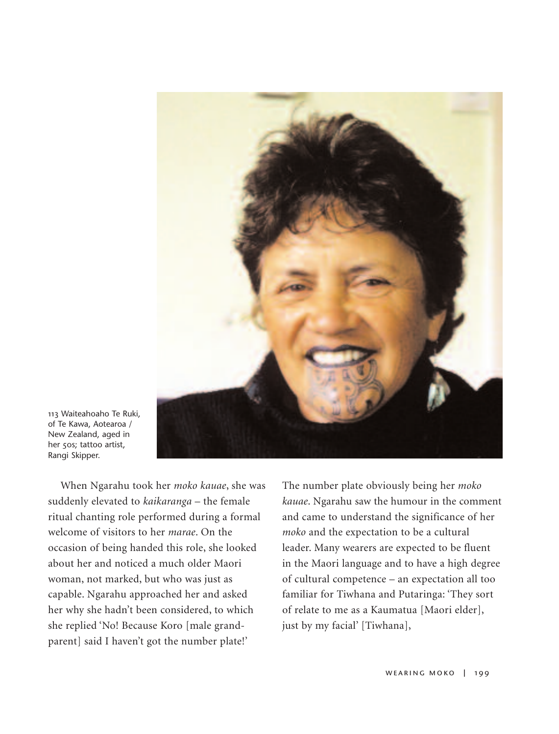113 Waiteahoaho Te Ruki, of Te Kawa, Aotearoa / New Zealand, aged in her 50s; tattoo artist, Rangi Skipper.

When Ngarahu took her *moko kauae*, she was suddenly elevated to *kaikaranga* – the female ritual chanting role performed during a formal welcome of visitors to her *marae*. On the occasion of being handed this role, she looked about her and noticed a much older Maori woman, not marked, but who was just as capable. Ngarahu approached her and asked her why she hadn't been considered, to which she replied 'No! Because Koro [male grandparent] said I haven't got the number plate!' The number plate obviously being her *moko kauae*. Ngarahu saw the humour in the comment and came to understand the significance of her *moko* and the expectation to be a cultural leader. Many wearers are expected to be fluent in the Maori language and to have a high degree of cultural competence – an expectation all too familiar for Tiwhana and Putaringa: 'They sort of relate to me as a Kaumatua [Maori elder], just by my facial' [Tiwhana],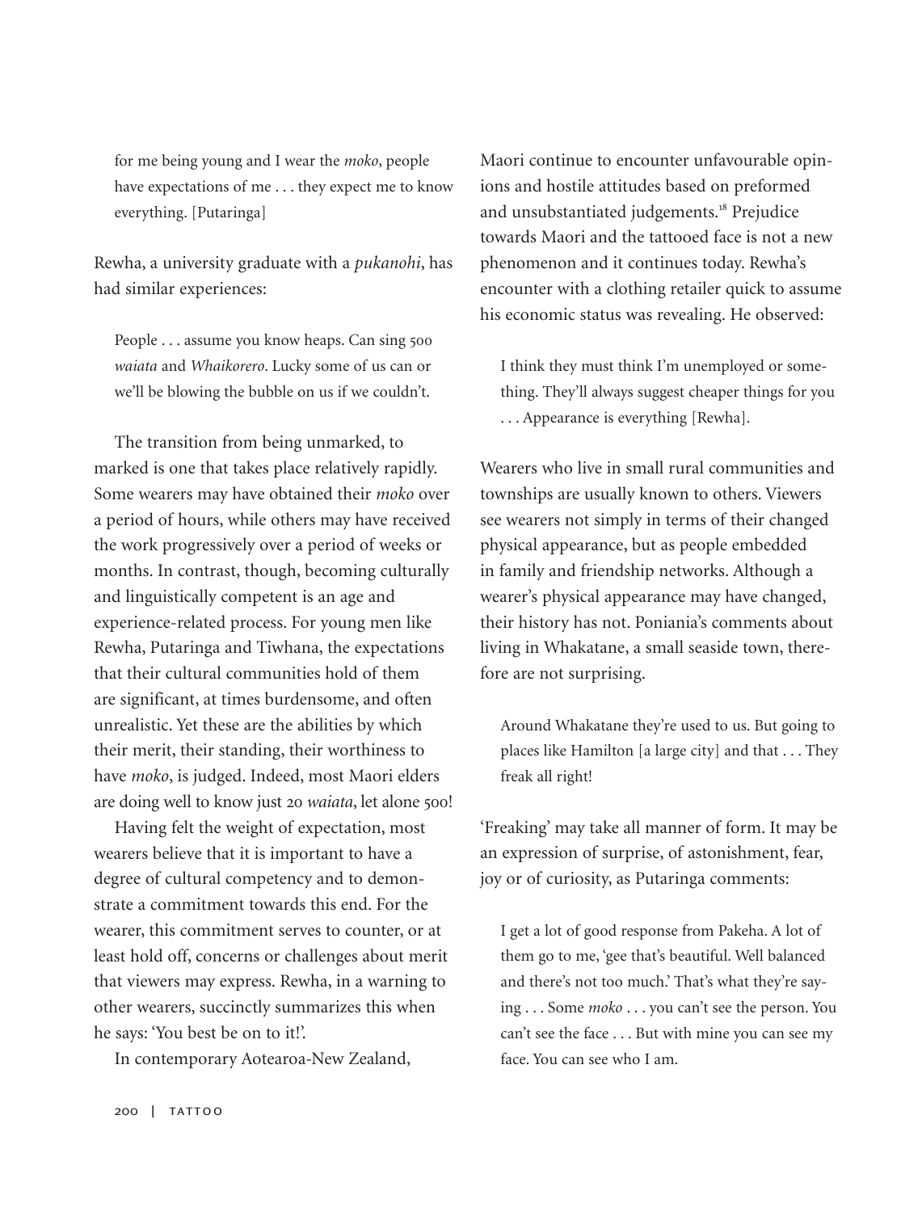> for me being young and I wear the *moko*, people have expectations of me . . . they expect me to know everything. [Putaringa]

Rewha, a university graduate with a *pukanohi*, has had similar experiences:

> People . . . assume you know heaps. Can sing 500 *waiata* and *Whaikorero*. Lucky some of us can or we'll be blowing the bubble on us if we couldn't.

The transition from being unmarked, to marked is one that takes place relatively rapidly. Some wearers may have obtained their *moko* over a period of hours, while others may have received the work progressively over a period of weeks or months. In contrast, though, becoming culturally and linguistically competent is an age and experience-related process. For young men like Rewha, Putaringa and Tiwhana, the expectations that their cultural communities hold of them are significant, at times burdensome, and often unrealistic. Yet these are the abilities by which their merit, their standing, their worthiness to have *moko*, is judged. Indeed, most Maori elders are doing well to know just 20 *waiata*, let alone 500!

Having felt the weight of expectation, most wearers believe that it is important to have a degree of cultural competency and to demonstrate a commitment towards this end. For the wearer, this commitment serves to counter, or at least hold off, concerns or challenges about merit that viewers may express. Rewha, in a warning to other wearers, succinctly summarizes this when he says: 'You best be on to it!'.

In contemporary Aotearoa-New Zealand, Maori continue to encounter unfavourable opinions and hostile attitudes based on preformed and unsubstantiated judgements.[18] Prejudice towards Maori and the tattooed face is not a new phenomenon and it continues today. Rewha's encounter with a clothing retailer quick to assume his economic status was revealing. He observed:

> I think they must think I'm unemployed or something. They'll always suggest cheaper things for you . . . Appearance is everything [Rewha].

Wearers who live in small rural communities and townships are usually known to others. Viewers see wearers not simply in terms of their changed physical appearance, but as people embedded in family and friendship networks. Although a wearer's physical appearance may have changed, their history has not. Poniania's comments about living in Whakatane, a small seaside town, therefore are not surprising.

> Around Whakatane they're used to us. But going to places like Hamilton [a large city] and that . . . They freak all right!

'Freaking' may take all manner of form. It may be an expression of surprise, of astonishment, fear, joy or of curiosity, as Putaringa comments:

> I get a lot of good response from Pakeha. A lot of them go to me, 'gee that's beautiful. Well balanced and there's not too much.' That's what they're saying . . . Some *moko* . . . you can't see the person. You can't see the face . . . But with mine you can see my face. You can see who I am.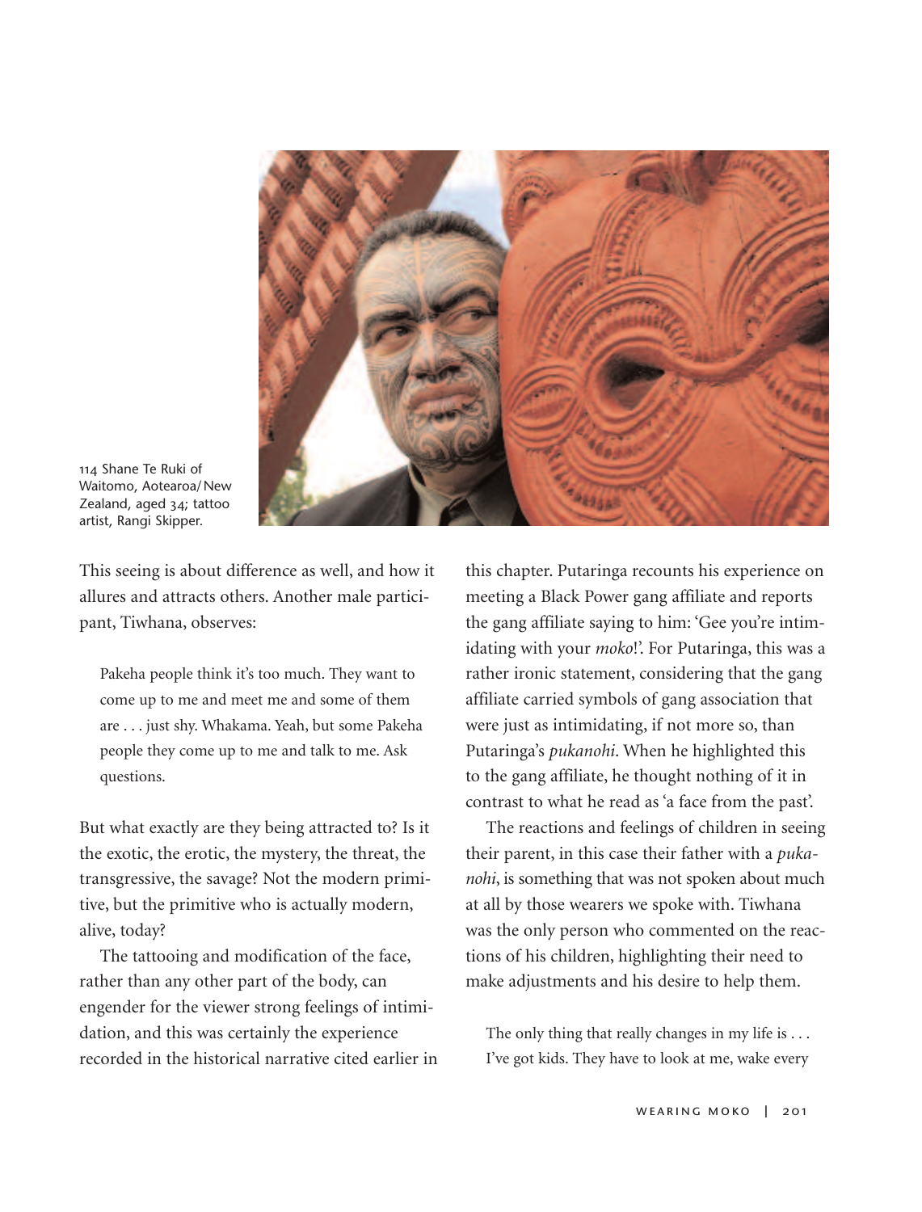114 Shane Te Ruki of Waitomo, Aotearoa/New Zealand, aged 34; tattoo artist, Rangi Skipper.

This seeing is about difference as well, and how it allures and attracts others. Another male participant, Tiwhana, observes:

> Pakeha people think it's too much. They want to come up to me and meet me and some of them are . . . just shy. Whakama. Yeah, but some Pakeha people they come up to me and talk to me. Ask questions.

But what exactly are they being attracted to? Is it the exotic, the erotic, the mystery, the threat, the transgressive, the savage? Not the modern primitive, but the primitive who is actually modern, alive, today?

The tattooing and modification of the face, rather than any other part of the body, can engender for the viewer strong feelings of intimidation, and this was certainly the experience recorded in the historical narrative cited earlier in this chapter. Putaringa recounts his experience on meeting a Black Power gang affiliate and reports the gang affiliate saying to him: 'Gee you're intimidating with your *moko*!'. For Putaringa, this was a rather ironic statement, considering that the gang affiliate carried symbols of gang association that were just as intimidating, if not more so, than Putaringa's *pukanohi*. When he highlighted this to the gang affiliate, he thought nothing of it in contrast to what he read as 'a face from the past'.

The reactions and feelings of children in seeing their parent, in this case their father with a *pukanohi*, is something that was not spoken about much at all by those wearers we spoke with. Tiwhana was the only person who commented on the reactions of his children, highlighting their need to make adjustments and his desire to help them.

> The only thing that really changes in my life is . . . I've got kids. They have to look at me, wake every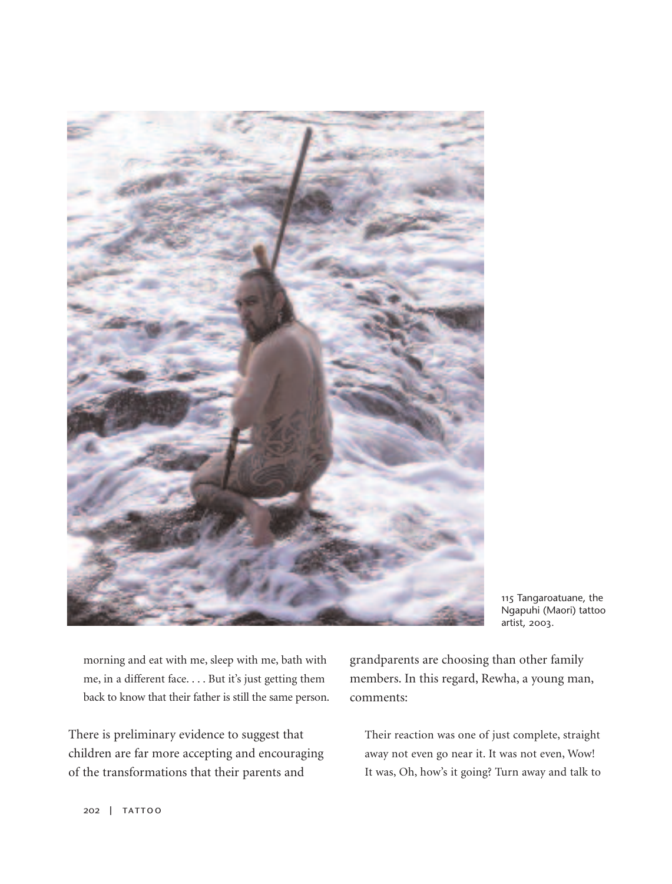115 Tangaroatuane, the Ngapuhi (Maori) tattoo artist, 2003.

> morning and eat with me, sleep with me, bath with me, in a different face. . . . But it's just getting them back to know that their father is still the same person.

There is preliminary evidence to suggest that children are far more accepting and encouraging of the transformations that their parents and grandparents are choosing than other family members. In this regard, Rewha, a young man, comments:

> Their reaction was one of just complete, straight away not even go near it. It was not even, Wow! It was, Oh, how's it going? Turn away and talk to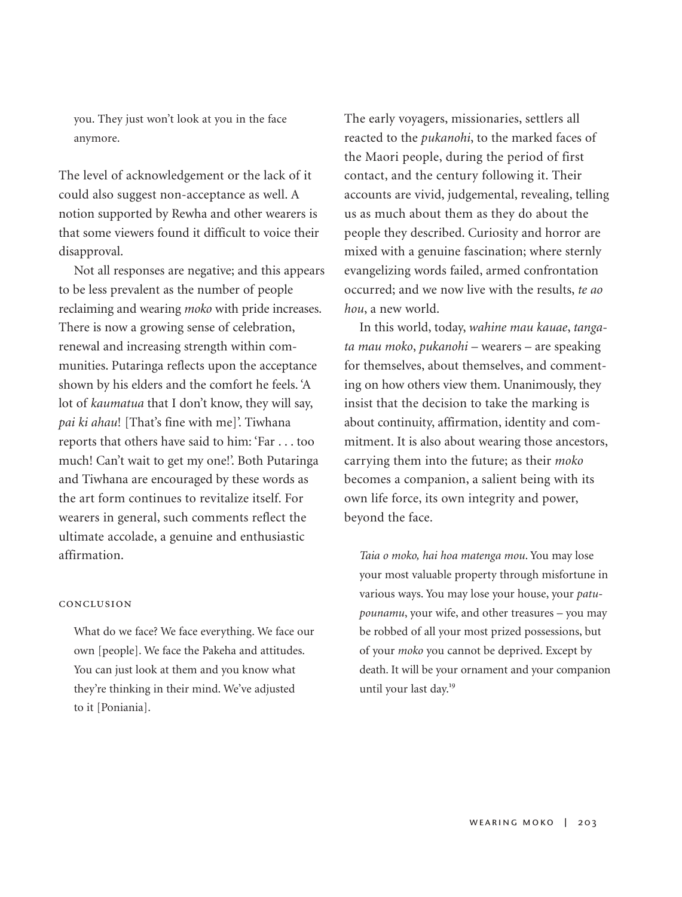you. They just won't look at you in the face anymore.

The level of acknowledgement or the lack of it could also suggest non-acceptance as well. A notion supported by Rewha and other wearers is that some viewers found it difficult to voice their disapproval.

Not all responses are negative; and this appears to be less prevalent as the number of people reclaiming and wearing *moko* with pride increases. There is now a growing sense of celebration, renewal and increasing strength within communities. Putaringa reflects upon the acceptance shown by his elders and the comfort he feels. 'A lot of *kaumatua* that I don't know, they will say, *pai ki ahau*! [That's fine with me]'. Tiwhana reports that others have said to him: 'Far . . . too much! Can't wait to get my one!'. Both Putaringa and Tiwhana are encouraged by these words as the art form continues to revitalize itself. For wearers in general, such comments reflect the ultimate accolade, a genuine and enthusiastic affirmation.

## CONCLUSION

> What do we face? We face everything. We face our own [people]. We face the Pakeha and attitudes. You can just look at them and you know what they're thinking in their mind. We've adjusted to it [Poniania].

The early voyagers, missionaries, settlers all reacted to the *pukanohi*, to the marked faces of the Maori people, during the period of first contact, and the century following it. Their accounts are vivid, judgemental, revealing, telling us as much about them as they do about the people they described. Curiosity and horror are mixed with a genuine fascination; where sternly evangelizing words failed, armed confrontation occurred; and we now live with the results, *te ao hou*, a new world.

In this world, today, *wahine mau kauae*, *tangata mau moko*, *pukanohi* – wearers – are speaking for themselves, about themselves, and commenting on how others view them. Unanimously, they insist that the decision to take the marking is about continuity, affirmation, identity and commitment. It is also about wearing those ancestors, carrying them into the future; as their *moko* becomes a companion, a salient being with its own life force, its own integrity and power, beyond the face.

> *Taia o moko, hai hoa matenga mou*. You may lose your most valuable property through misfortune in various ways. You may lose your house, your *patupounamu*, your wife, and other treasures – you may be robbed of all your most prized possessions, but of your *moko* you cannot be deprived. Except by death. It will be your ornament and your companion until your last day.[19]